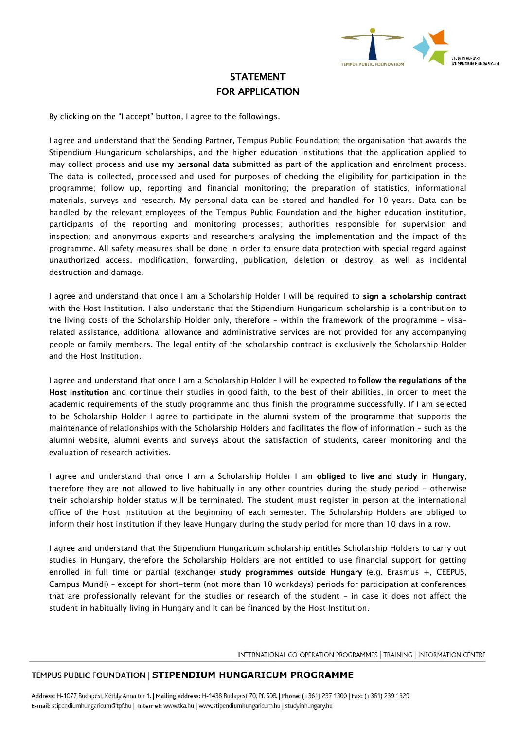# STATEMENT
# FOR APPLICATION

By clicking on the "I accept" button, I agree to the followings.

I agree and understand that the Sending Partner, Tempus Public Foundation; the organisation that awards the Stipendium Hungaricum scholarships, and the higher education institutions that the application applied to may collect process and use **my personal data** submitted as part of the application and enrolment process. The data is collected, processed and used for purposes of checking the eligibility for participation in the programme; follow up, reporting and financial monitoring; the preparation of statistics, informational materials, surveys and research. My personal data can be stored and handled for 10 years. Data can be handled by the relevant employees of the Tempus Public Foundation and the higher education institution, participants of the reporting and monitoring processes; authorities responsible for supervision and inspection; and anonymous experts and researchers analysing the implementation and the impact of the programme. All safety measures shall be done in order to ensure data protection with special regard against unauthorized access, modification, forwarding, publication, deletion or destroy, as well as incidental destruction and damage.

I agree and understand that once I am a Scholarship Holder I will be required to **sign a scholarship contract** with the Host Institution. I also understand that the Stipendium Hungaricum scholarship is a contribution to the living costs of the Scholarship Holder only, therefore – within the framework of the programme – visa-related assistance, additional allowance and administrative services are not provided for any accompanying people or family members. The legal entity of the scholarship contract is exclusively the Scholarship Holder and the Host Institution.

I agree and understand that once I am a Scholarship Holder I will be expected to **follow the regulations of the Host Institution** and continue their studies in good faith, to the best of their abilities, in order to meet the academic requirements of the study programme and thus finish the programme successfully. If I am selected to be Scholarship Holder I agree to participate in the alumni system of the programme that supports the maintenance of relationships with the Scholarship Holders and facilitates the flow of information – such as the alumni website, alumni events and surveys about the satisfaction of students, career monitoring and the evaluation of research activities.

I agree and understand that once I am a Scholarship Holder I am **obliged to live and study in Hungary**, therefore they are not allowed to live habitually in any other countries during the study period – otherwise their scholarship holder status will be terminated. The student must register in person at the international office of the Host Institution at the beginning of each semester. The Scholarship Holders are obliged to inform their host institution if they leave Hungary during the study period for more than 10 days in a row.

I agree and understand that the Stipendium Hungaricum scholarship entitles Scholarship Holders to carry out studies in Hungary, therefore the Scholarship Holders are not entitled to use financial support for getting enrolled in full time or partial (exchange) **study programmes outside Hungary** (e.g. Erasmus +, CEEPUS, Campus Mundi) – except for short-term (not more than 10 workdays) periods for participation at conferences that are professionally relevant for the studies or research of the student – in case it does not affect the student in habitually living in Hungary and it can be financed by the Host Institution.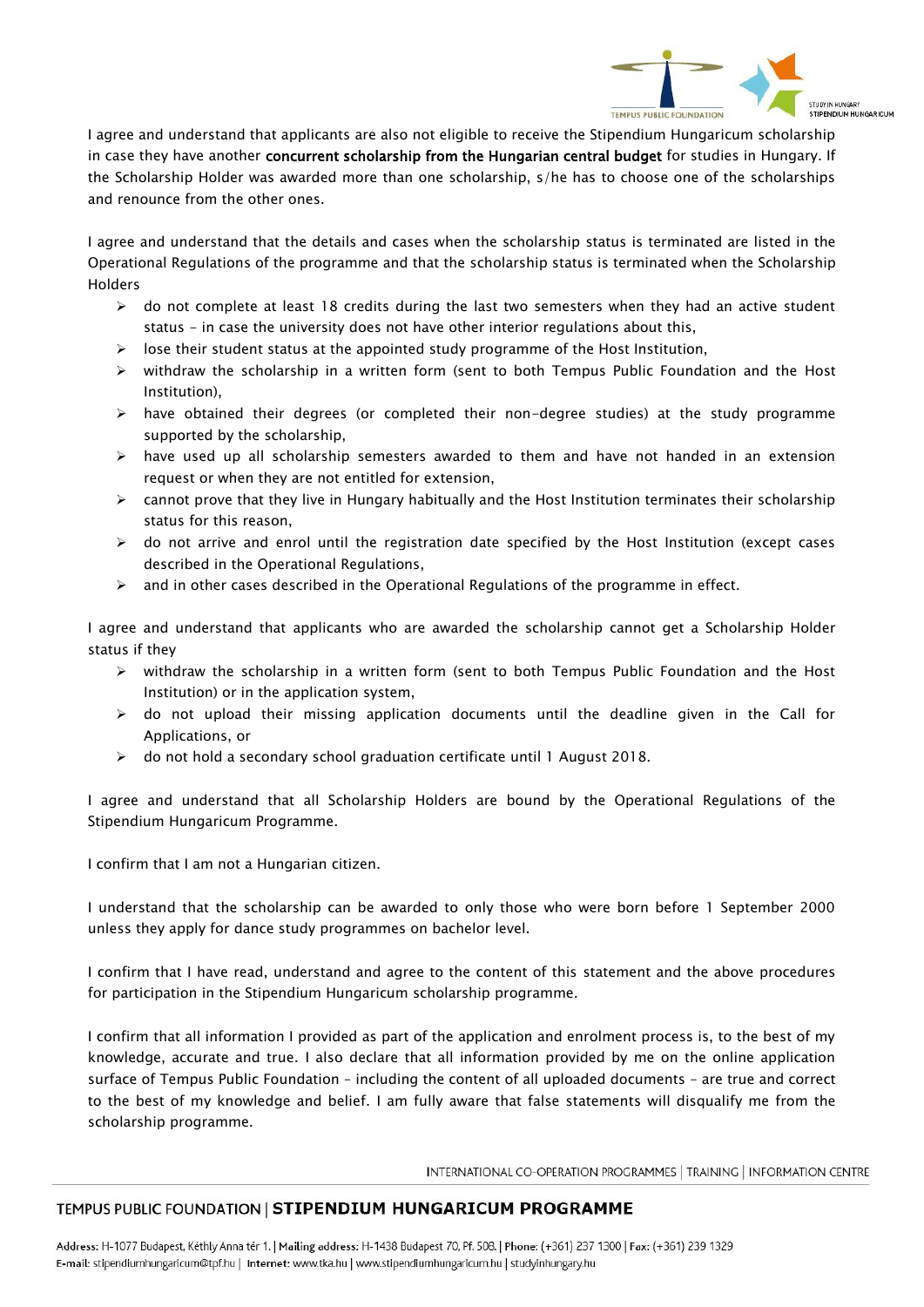I agree and understand that applicants are also not eligible to receive the Stipendium Hungaricum scholarship in case they have another **concurrent scholarship from the Hungarian central budget** for studies in Hungary. If the Scholarship Holder was awarded more than one scholarship, s/he has to choose one of the scholarships and renounce from the other ones.

I agree and understand that the details and cases when the scholarship status is terminated are listed in the Operational Regulations of the programme and that the scholarship status is terminated when the Scholarship Holders

- do not complete at least 18 credits during the last two semesters when they had an active student status – in case the university does not have other interior regulations about this,
- lose their student status at the appointed study programme of the Host Institution,
- withdraw the scholarship in a written form (sent to both Tempus Public Foundation and the Host Institution),
- have obtained their degrees (or completed their non-degree studies) at the study programme supported by the scholarship,
- have used up all scholarship semesters awarded to them and have not handed in an extension request or when they are not entitled for extension,
- cannot prove that they live in Hungary habitually and the Host Institution terminates their scholarship status for this reason,
- do not arrive and enrol until the registration date specified by the Host Institution (except cases described in the Operational Regulations,
- and in other cases described in the Operational Regulations of the programme in effect.

I agree and understand that applicants who are awarded the scholarship cannot get a Scholarship Holder status if they

- withdraw the scholarship in a written form (sent to both Tempus Public Foundation and the Host Institution) or in the application system,
- do not upload their missing application documents until the deadline given in the Call for Applications, or
- do not hold a secondary school graduation certificate until 1 August 2018.

I agree and understand that all Scholarship Holders are bound by the Operational Regulations of the Stipendium Hungaricum Programme.

I confirm that I am not a Hungarian citizen.

I understand that the scholarship can be awarded to only those who were born before 1 September 2000 unless they apply for dance study programmes on bachelor level.

I confirm that I have read, understand and agree to the content of this statement and the above procedures for participation in the Stipendium Hungaricum scholarship programme.

I confirm that all information I provided as part of the application and enrolment process is, to the best of my knowledge, accurate and true. I also declare that all information provided by me on the online application surface of Tempus Public Foundation – including the content of all uploaded documents – are true and correct to the best of my knowledge and belief. I am fully aware that false statements will disqualify me from the scholarship programme.